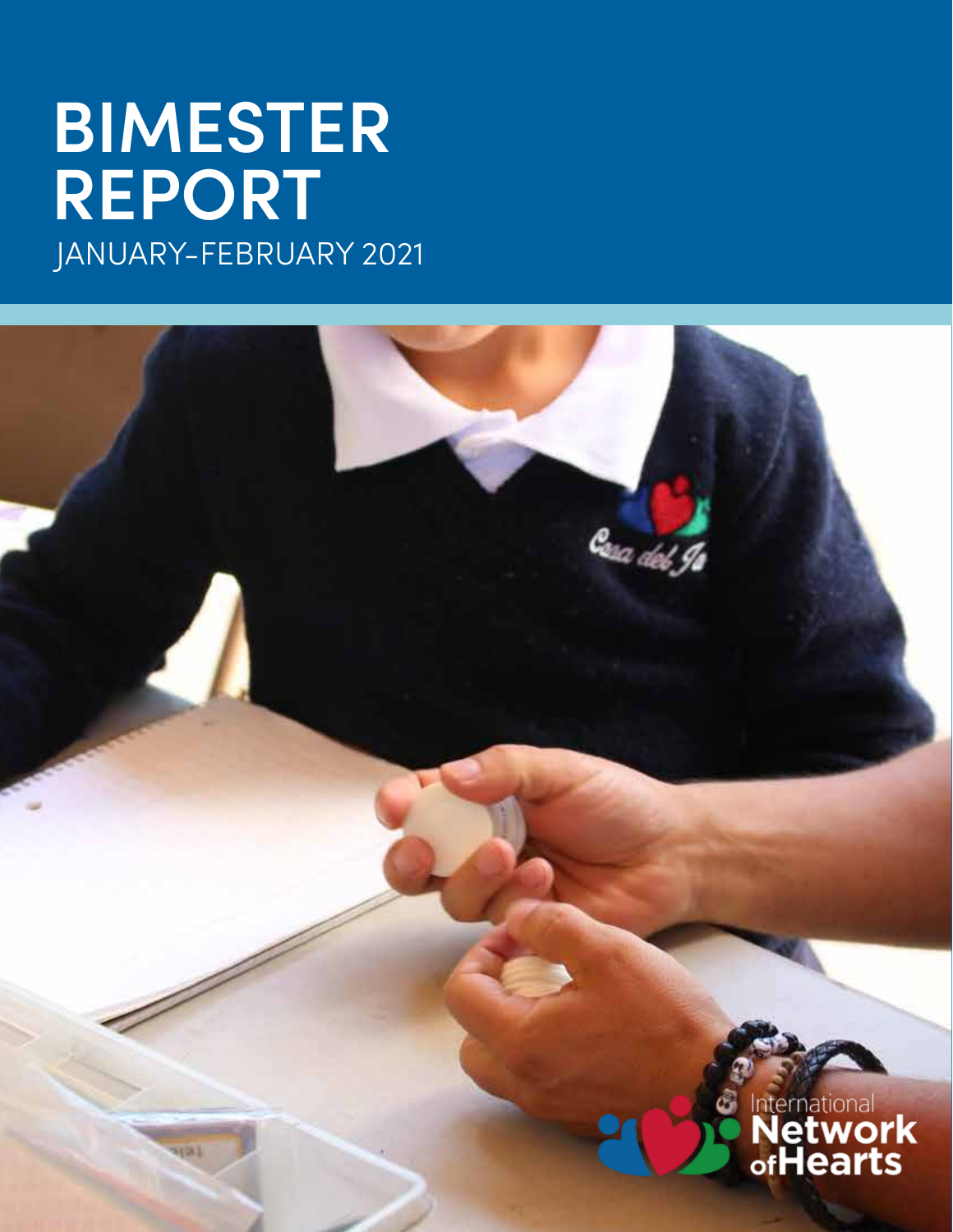# BIMESTER REPORT

JANUARY-FEBRUARY 2021

International Network of Hearts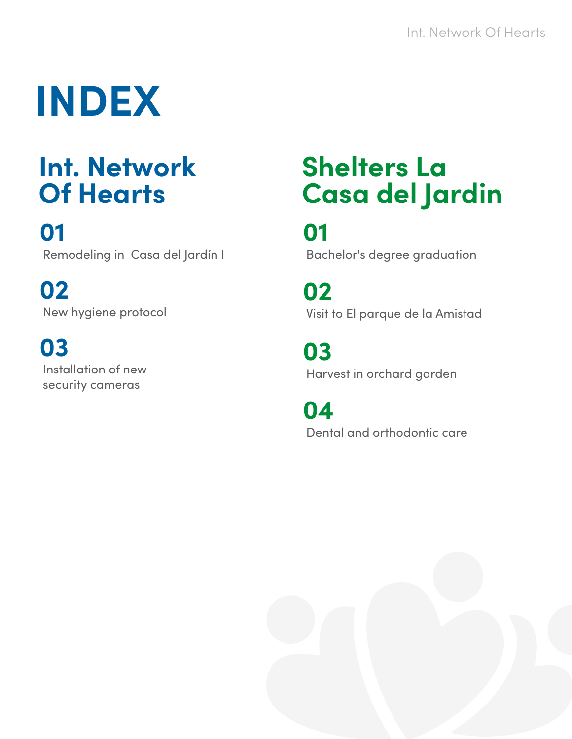# INDEX

## Int. Network Of Hearts

**01**
Remodeling in Casa del Jardín I

**02**
New hygiene protocol

**03**
Installation of new security cameras

## Shelters La Casa del Jardin

**01**
Bachelor's degree graduation

**02**
Visit to El parque de la Amistad

**03**
Harvest in orchard garden

**04**
Dental and orthodontic care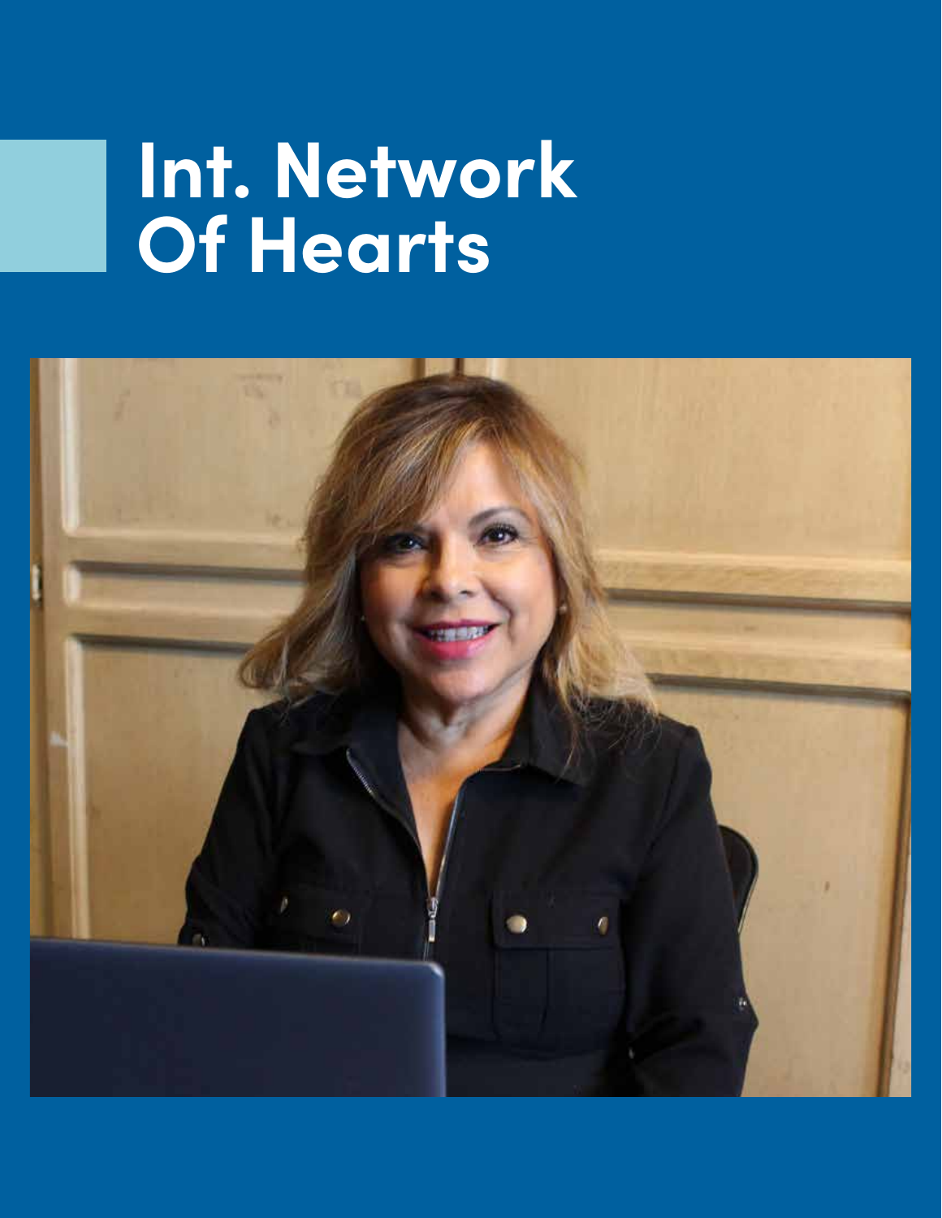# Int. Network Of Hearts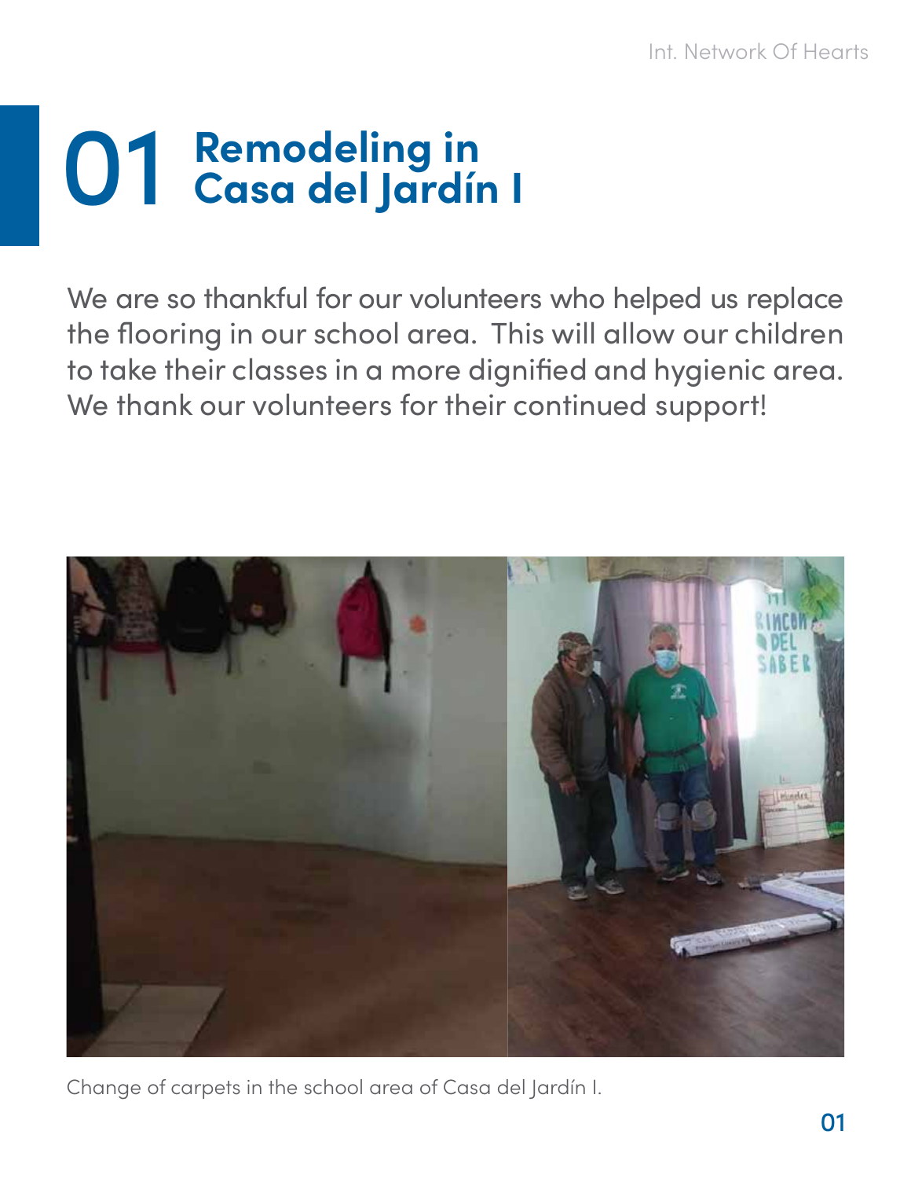# 01 Remodeling in Casa del Jardín I

We are so thankful for our volunteers who helped us replace the flooring in our school area. This will allow our children to take their classes in a more dignified and hygienic area. We thank our volunteers for their continued support!

Change of carpets in the school area of Casa del Jardín I.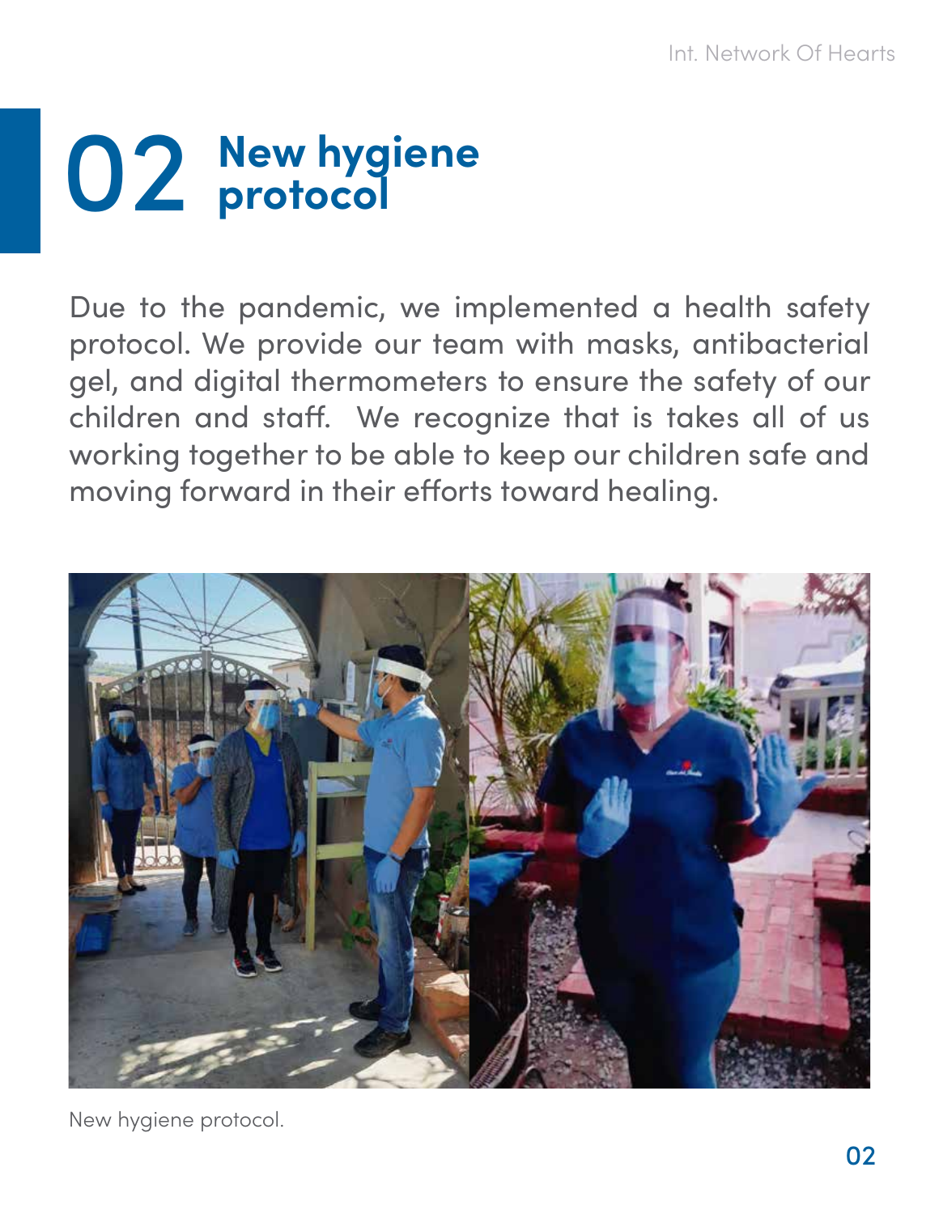# 02 New hygiene protocol

Due to the pandemic, we implemented a health safety protocol. We provide our team with masks, antibacterial gel, and digital thermometers to ensure the safety of our children and staff. We recognize that is takes all of us working together to be able to keep our children safe and moving forward in their efforts toward healing.

New hygiene protocol.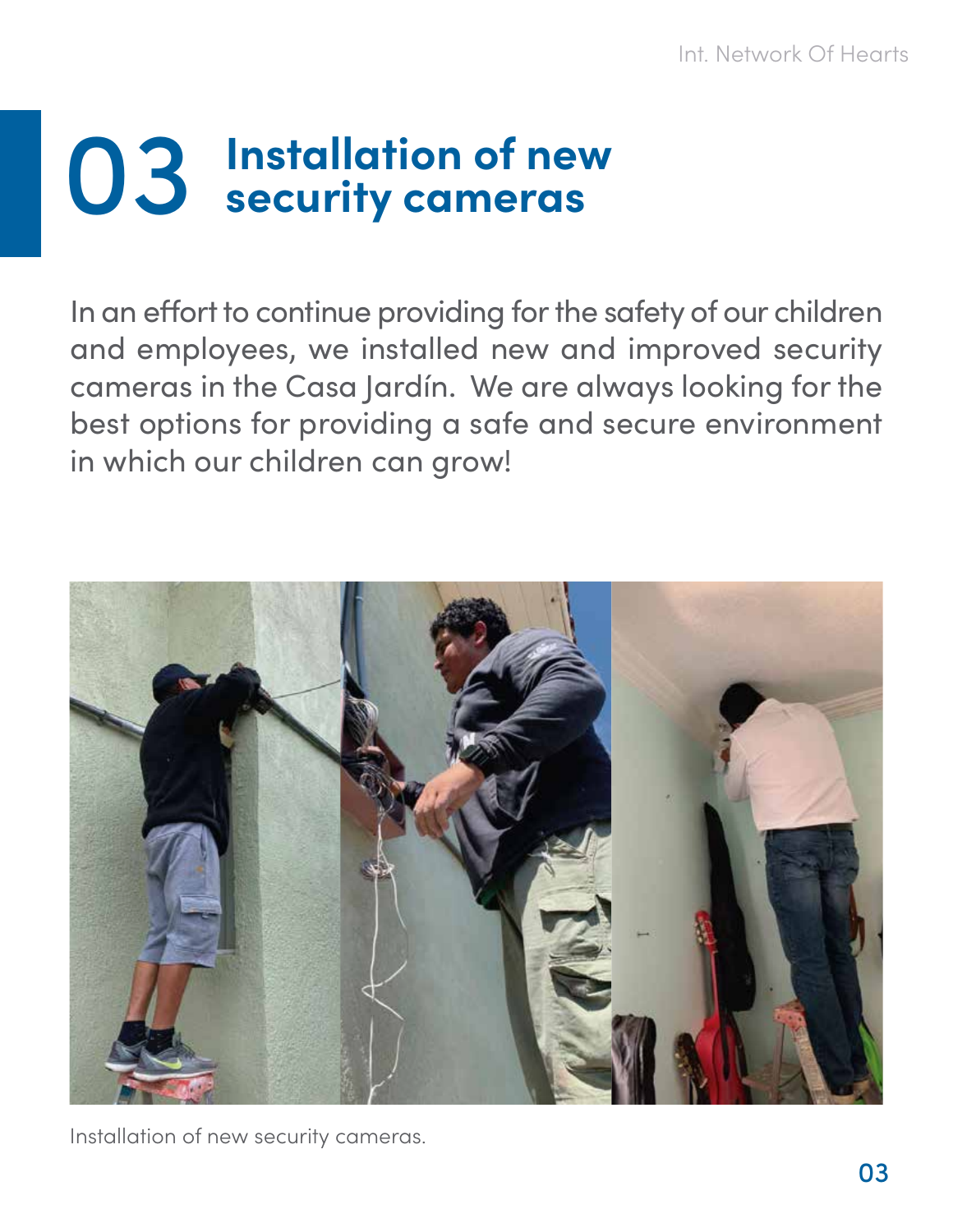# 03 Installation of new security cameras

In an effort to continue providing for the safety of our children and employees, we installed new and improved security cameras in the Casa Jardín. We are always looking for the best options for providing a safe and secure environment in which our children can grow!

Installation of new security cameras.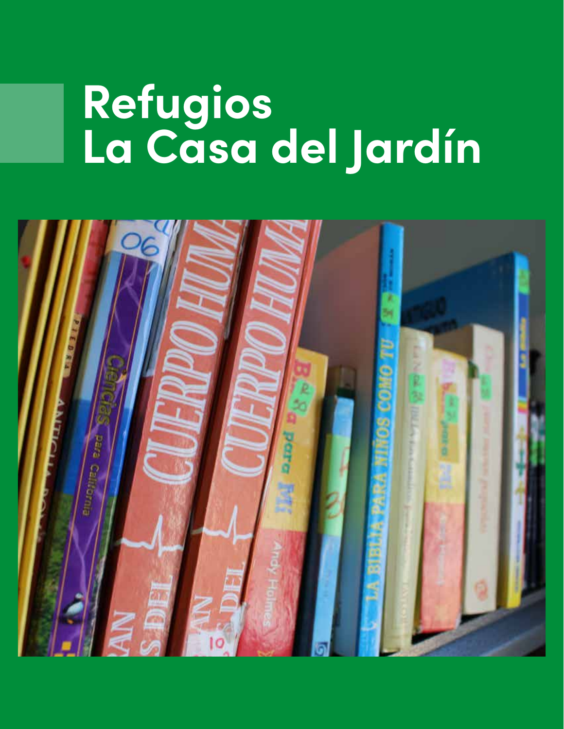# Refugios
# La Casa del Jardín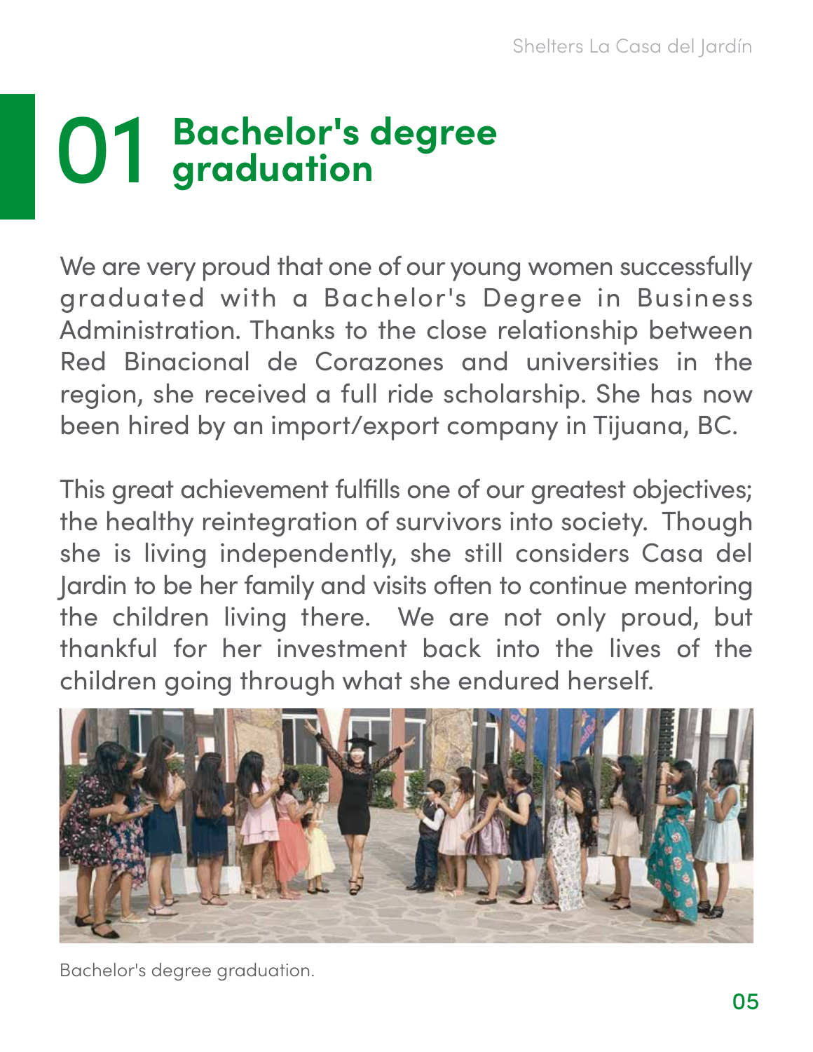# 01 Bachelor's degree graduation

We are very proud that one of our young women successfully graduated with a Bachelor's Degree in Business Administration. Thanks to the close relationship between Red Binacional de Corazones and universities in the region, she received a full ride scholarship. She has now been hired by an import/export company in Tijuana, BC.

This great achievement fulfills one of our greatest objectives; the healthy reintegration of survivors into society. Though she is living independently, she still considers Casa del Jardin to be her family and visits often to continue mentoring the children living there. We are not only proud, but thankful for her investment back into the lives of the children going through what she endured herself.

Bachelor's degree graduation.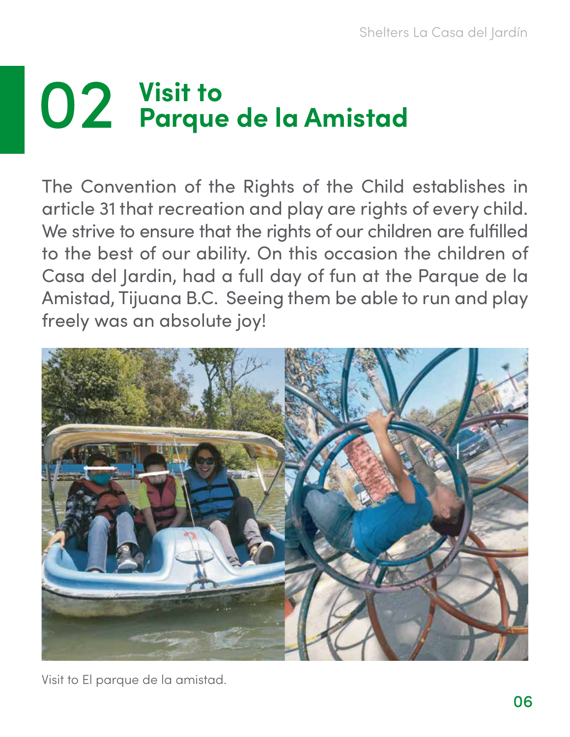# 02 Visit to Parque de la Amistad

The Convention of the Rights of the Child establishes in article 31 that recreation and play are rights of every child. We strive to ensure that the rights of our children are fulfilled to the best of our ability. On this occasion the children of Casa del Jardin, had a full day of fun at the Parque de la Amistad, Tijuana B.C. Seeing them be able to run and play freely was an absolute joy!

Visit to El parque de la amistad.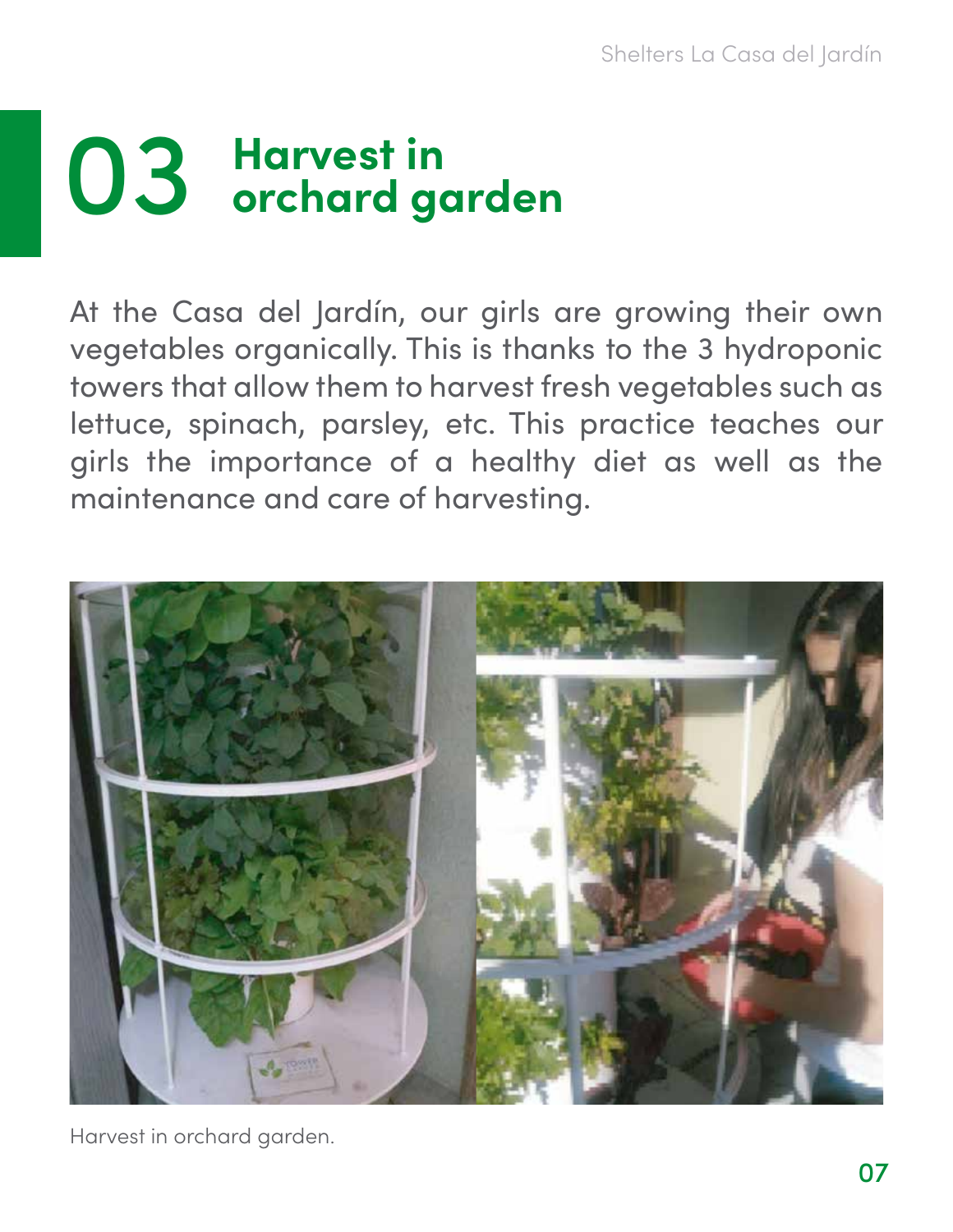# 03 Harvest in orchard garden

At the Casa del Jardín, our girls are growing their own vegetables organically. This is thanks to the 3 hydroponic towers that allow them to harvest fresh vegetables such as lettuce, spinach, parsley, etc. This practice teaches our girls the importance of a healthy diet as well as the maintenance and care of harvesting.

Harvest in orchard garden.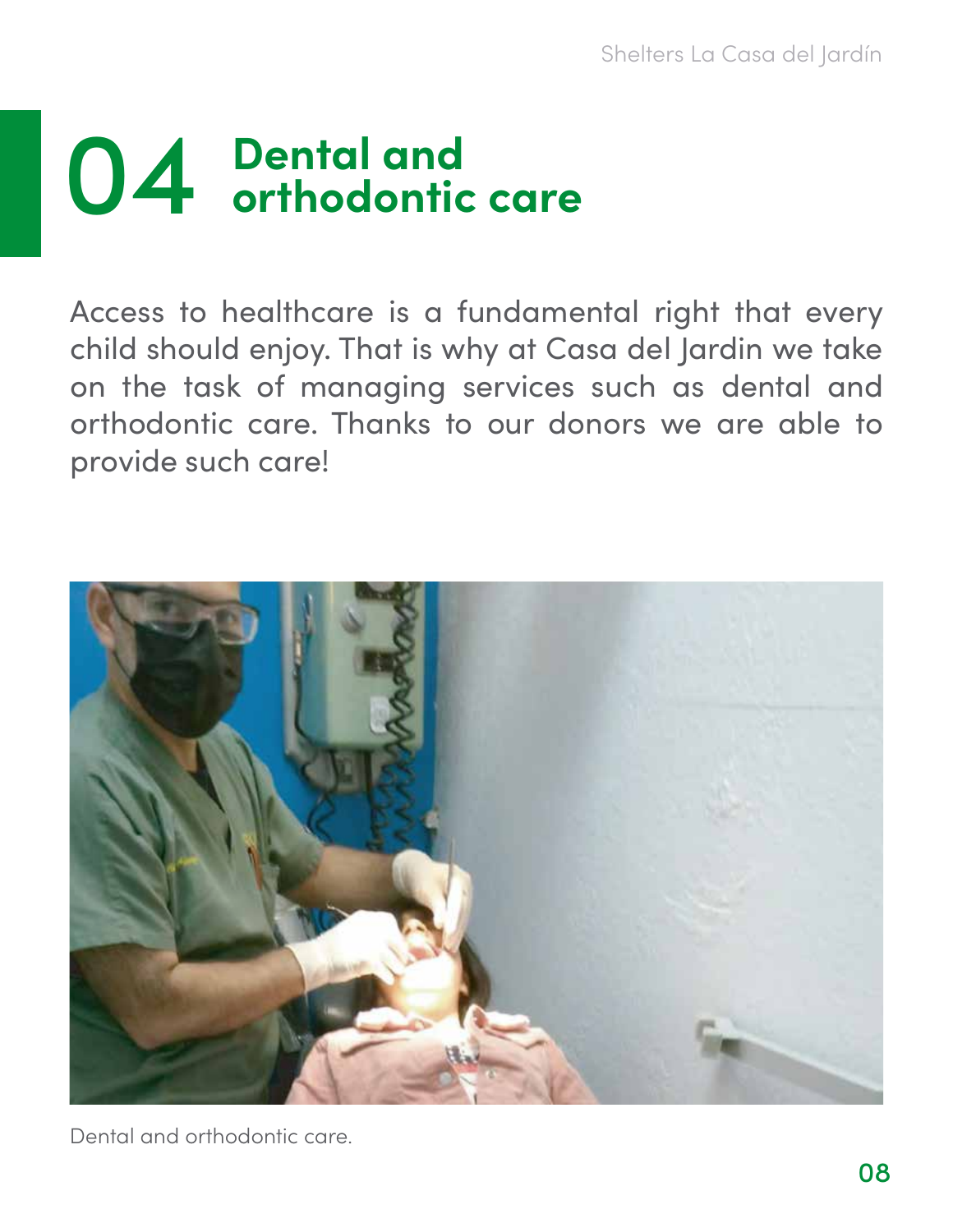# 04 Dental and orthodontic care

Access to healthcare is a fundamental right that every child should enjoy. That is why at Casa del Jardin we take on the task of managing services such as dental and orthodontic care. Thanks to our donors we are able to provide such care!

Dental and orthodontic care.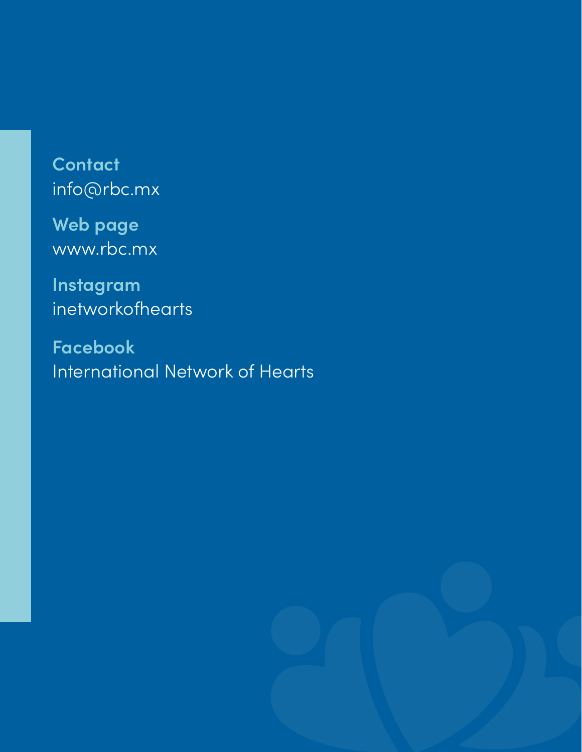**Contact**
info@rbc.mx

**Web page**
www.rbc.mx

**Instagram**
inetworkofhearts

**Facebook**
International Network of Hearts